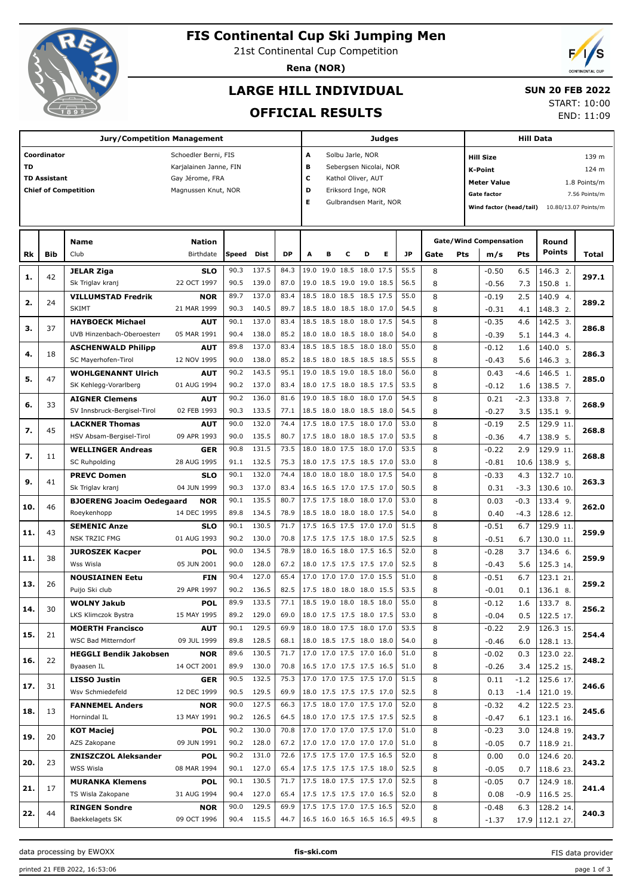# FIS Continental Cup Ski Jumping Men

21st Continental Cup Competition

**Rena (NOR)**

## LARGE HILL INDIVIDUAL

## OFFICIAL RESULTS

**SUN 20 FEB 2022**

START: 10:00
END: 11:09

| Jury/Competition Management | |
|---|---|
| Coordinator | Schoedler Berni, FIS |
| TD | Karjalainen Janne, FIN |
| TD Assistant | Gay Jérome, FRA |
| Chief of Competition | Magnussen Knut, NOR |

| Judges | |
|---|---|
| A | Solbu Jarle, NOR |
| B | Sebergsen Nicolai, NOR |
| C | Kathol Oliver, AUT |
| D | Eriksord Inge, NOR |
| E | Gulbrandsen Marit, NOR |

| Hill Data | |
|---|---|
| Hill Size | 139 m |
| K-Point | 124 m |
| Meter Value | 1.8 Points/m |
| Gate factor | 7.56 Points/m |
| Wind factor (head/tail) | 10.80/13.07 Points/m |

| Rk | Bib | Name / Club | Nation / Birthdate | Speed | Dist | DP | A | B | C | D | E | JP | Gate | Pts | m/s | Pts | Round Points | Total |
|---|---|---|---|---|---|---|---|---|---|---|---|---|---|---|---|---|---|---|
| 1. | 42 | **JELAR Ziga** | **SLO** | 90.3 | 137.5 | 84.3 | 19.0 | 19.0 | 18.5 | 18.0 | 17.5 | 55.5 | 8 | | -0.50 | 6.5 | 146.3 2. | 297.1 |
| | | Sk Triglav kranj | 22 OCT 1997 | 90.5 | 139.0 | 87.0 | 19.0 | 18.5 | 19.0 | 19.0 | 18.5 | 56.5 | 8 | | -0.56 | 7.3 | 150.8 1. | |
| 2. | 24 | **VILLUMSTAD Fredrik** | **NOR** | 89.7 | 137.0 | 83.4 | 18.5 | 18.0 | 18.5 | 18.5 | 17.5 | 55.0 | 8 | | -0.19 | 2.5 | 140.9 4. | 289.2 |
| | | SKIMT | 21 MAR 1999 | 90.3 | 140.5 | 89.7 | 18.5 | 18.0 | 18.5 | 18.0 | 17.0 | 54.5 | 8 | | -0.31 | 4.1 | 148.3 2. | |
| 3. | 37 | **HAYBOECK Michael** | **AUT** | 90.1 | 137.0 | 83.4 | 18.5 | 18.5 | 18.0 | 18.0 | 17.5 | 54.5 | 8 | | -0.35 | 4.6 | 142.5 3. | 286.8 |
| | | UVB Hinzenbach-Oberoesterr | 05 MAR 1991 | 90.4 | 138.0 | 85.2 | 18.0 | 18.0 | 18.5 | 18.0 | 18.0 | 54.0 | 8 | | -0.39 | 5.1 | 144.3 4. | |
| 4. | 18 | **ASCHENWALD Philipp** | **AUT** | 89.8 | 137.0 | 83.4 | 18.5 | 18.5 | 18.5 | 18.0 | 18.0 | 55.0 | 8 | | -0.12 | 1.6 | 140.0 5. | 286.3 |
| | | SC Mayerhofen-Tirol | 12 NOV 1995 | 90.0 | 138.0 | 85.2 | 18.5 | 18.0 | 18.5 | 18.5 | 18.5 | 55.5 | 8 | | -0.43 | 5.6 | 146.3 3. | |
| 5. | 47 | **WOHLGENANNT Ulrich** | **AUT** | 90.2 | 143.5 | 95.1 | 19.0 | 18.5 | 19.0 | 18.5 | 18.0 | 56.0 | 8 | | 0.43 | -4.6 | 146.5 1. | 285.0 |
| | | SK Kehlegg-Vorarlberg | 01 AUG 1994 | 90.2 | 137.0 | 83.4 | 18.0 | 17.5 | 18.0 | 18.5 | 17.5 | 53.5 | 8 | | -0.12 | 1.6 | 138.5 7. | |
| 6. | 33 | **AIGNER Clemens** | **AUT** | 90.2 | 136.0 | 81.6 | 19.0 | 18.5 | 18.0 | 18.0 | 17.0 | 54.5 | 8 | | 0.21 | -2.3 | 133.8 7. | 268.9 |
| | | SV Innsbruck-Bergisel-Tirol | 02 FEB 1993 | 90.3 | 133.5 | 77.1 | 18.5 | 18.0 | 18.0 | 18.5 | 18.0 | 54.5 | 8 | | -0.27 | 3.5 | 135.1 9. | |
| 7. | 45 | **LACKNER Thomas** | **AUT** | 90.0 | 132.0 | 74.4 | 17.5 | 18.0 | 17.5 | 18.0 | 17.0 | 53.0 | 8 | | -0.19 | 2.5 | 129.9 11. | 268.8 |
| | | HSV Absam-Bergisel-Tirol | 09 APR 1993 | 90.0 | 135.5 | 80.7 | 17.5 | 18.0 | 18.0 | 18.5 | 17.0 | 53.5 | 8 | | -0.36 | 4.7 | 138.9 5. | |
| 7. | 11 | **WELLINGER Andreas** | **GER** | 90.8 | 131.5 | 73.5 | 18.0 | 18.0 | 17.5 | 18.0 | 17.0 | 53.5 | 8 | | -0.22 | 2.9 | 129.9 11. | 268.8 |
| | | SC Ruhpolding | 28 AUG 1995 | 91.1 | 132.5 | 75.3 | 18.0 | 17.5 | 17.5 | 18.5 | 17.0 | 53.0 | 8 | | -0.81 | 10.6 | 138.9 5. | |
| 9. | 41 | **PREVC Domen** | **SLO** | 90.1 | 132.0 | 74.4 | 18.0 | 18.0 | 18.0 | 18.0 | 17.5 | 54.0 | 8 | | -0.33 | 4.3 | 132.7 10. | 263.3 |
| | | Sk Triglav kranj | 04 JUN 1999 | 90.3 | 137.0 | 83.4 | 16.5 | 16.5 | 17.0 | 17.5 | 17.0 | 50.5 | 8 | | 0.31 | -3.3 | 130.6 10. | |
| 10. | 46 | **BJOERENG Joacim Oedegaard** | **NOR** | 90.1 | 135.5 | 80.7 | 17.5 | 17.5 | 18.0 | 18.0 | 17.0 | 53.0 | 8 | | 0.03 | -0.3 | 133.4 9. | 262.0 |
| | | Roeykenhopp | 14 DEC 1995 | 89.8 | 134.5 | 78.9 | 18.5 | 18.0 | 18.0 | 18.0 | 17.5 | 54.0 | 8 | | 0.40 | -4.3 | 128.6 12. | |
| 11. | 43 | **SEMENIC Anze** | **SLO** | 90.1 | 130.5 | 71.7 | 17.5 | 16.5 | 17.5 | 17.0 | 17.0 | 51.5 | 8 | | -0.51 | 6.7 | 129.9 11. | 259.9 |
| | | NSK TRZIC FMG | 01 AUG 1993 | 90.2 | 130.0 | 70.8 | 17.5 | 17.5 | 17.5 | 18.0 | 17.5 | 52.5 | 8 | | -0.51 | 6.7 | 130.0 11. | |
| 11. | 38 | **JUROSZEK Kacper** | **POL** | 90.0 | 134.5 | 78.9 | 18.0 | 16.5 | 18.0 | 17.5 | 16.5 | 52.0 | 8 | | -0.28 | 3.7 | 134.6 6. | 259.9 |
| | | Wss Wisla | 05 JUN 2001 | 90.0 | 128.0 | 67.2 | 18.0 | 17.5 | 17.5 | 17.5 | 17.0 | 52.5 | 8 | | -0.43 | 5.6 | 125.3 14. | |
| 13. | 26 | **NOUSIAINEN Eetu** | **FIN** | 90.4 | 127.0 | 65.4 | 17.0 | 17.0 | 17.0 | 17.0 | 15.5 | 51.0 | 8 | | -0.51 | 6.7 | 123.1 21. | 259.2 |
| | | Puijo Ski club | 29 APR 1997 | 90.2 | 136.5 | 82.5 | 17.5 | 18.0 | 18.0 | 18.0 | 15.5 | 53.5 | 8 | | -0.01 | 0.1 | 136.1 8. | |
| 14. | 30 | **WOLNY Jakub** | **POL** | 89.9 | 133.5 | 77.1 | 18.5 | 19.0 | 18.0 | 18.5 | 18.0 | 55.0 | 8 | | -0.12 | 1.6 | 133.7 8. | 256.2 |
| | | LKS Klimczok Bystra | 15 MAY 1995 | 89.2 | 129.0 | 69.0 | 18.0 | 17.5 | 17.5 | 18.0 | 17.5 | 53.0 | 8 | | -0.04 | 0.5 | 122.5 17. | |
| 15. | 21 | **MOERTH Francisco** | **AUT** | 90.1 | 129.5 | 69.9 | 18.0 | 18.0 | 17.5 | 18.0 | 17.0 | 53.5 | 8 | | -0.22 | 2.9 | 126.3 15. | 254.4 |
| | | WSC Bad Mitterndorf | 09 JUL 1999 | 89.8 | 128.5 | 68.1 | 18.0 | 18.5 | 17.5 | 18.0 | 18.0 | 54.0 | 8 | | -0.46 | 6.0 | 128.1 13. | |
| 16. | 22 | **HEGGLI Bendik Jakobsen** | **NOR** | 89.6 | 130.5 | 71.7 | 17.0 | 17.0 | 17.5 | 17.0 | 16.0 | 51.0 | 8 | | -0.02 | 0.3 | 123.0 22. | 248.2 |
| | | Byaasen IL | 14 OCT 2001 | 89.9 | 130.0 | 70.8 | 16.5 | 17.0 | 17.5 | 17.5 | 16.5 | 51.0 | 8 | | -0.26 | 3.4 | 125.2 15. | |
| 17. | 31 | **LISSO Justin** | **GER** | 90.5 | 132.5 | 75.3 | 17.0 | 17.0 | 17.5 | 17.5 | 17.0 | 51.5 | 8 | | 0.11 | -1.2 | 125.6 17. | 246.6 |
| | | Wsv Schmiedefeld | 12 DEC 1999 | 90.5 | 129.5 | 69.9 | 18.0 | 17.5 | 17.5 | 17.5 | 17.0 | 52.5 | 8 | | 0.13 | -1.4 | 121.0 19. | |
| 18. | 13 | **FANNEMEL Anders** | **NOR** | 90.0 | 127.5 | 66.3 | 17.5 | 18.0 | 17.0 | 17.5 | 17.0 | 52.0 | 8 | | -0.32 | 4.2 | 122.5 23. | 245.6 |
| | | Hornindal IL | 13 MAY 1991 | 90.2 | 126.5 | 64.5 | 18.0 | 17.0 | 17.5 | 17.5 | 17.5 | 52.5 | 8 | | -0.47 | 6.1 | 123.1 16. | |
| 19. | 20 | **KOT Maciej** | **POL** | 90.2 | 130.0 | 70.8 | 17.0 | 17.0 | 17.0 | 17.5 | 17.0 | 51.0 | 8 | | -0.23 | 3.0 | 124.8 19. | 243.7 |
| | | AZS Zakopane | 09 JUN 1991 | 90.2 | 128.0 | 67.2 | 17.0 | 17.0 | 17.0 | 17.0 | 17.0 | 51.0 | 8 | | -0.05 | 0.7 | 118.9 21. | |
| 20. | 23 | **ZNISZCZOL Aleksander** | **POL** | 90.2 | 131.0 | 72.6 | 17.5 | 17.5 | 17.0 | 17.5 | 16.5 | 52.0 | 8 | | 0.00 | 0.0 | 124.6 20. | 243.2 |
| | | WSS Wisla | 08 MAR 1994 | 90.1 | 127.0 | 65.4 | 17.5 | 17.5 | 17.5 | 17.5 | 18.0 | 52.5 | 8 | | -0.05 | 0.7 | 118.6 23. | |
| 21. | 17 | **MURANKA Klemens** | **POL** | 90.1 | 130.5 | 71.7 | 17.5 | 18.0 | 17.5 | 17.5 | 17.0 | 52.5 | 8 | | -0.05 | 0.7 | 124.9 18. | 241.4 |
| | | TS Wisla Zakopane | 31 AUG 1994 | 90.4 | 127.0 | 65.4 | 17.5 | 17.5 | 17.5 | 17.0 | 16.5 | 52.0 | 8 | | 0.08 | -0.9 | 116.5 25. | |
| 22. | 44 | **RINGEN Sondre** | **NOR** | 90.0 | 129.5 | 69.9 | 17.5 | 17.5 | 17.0 | 17.5 | 16.5 | 52.0 | 8 | | -0.48 | 6.3 | 128.2 14. | 240.3 |
| | | Baekkelagets SK | 09 OCT 1996 | 90.4 | 115.5 | 44.7 | 16.5 | 16.0 | 16.5 | 16.5 | 16.5 | 49.5 | 8 | | -1.37 | 17.9 | 112.1 27. | |

data processing by EWOXX | fis-ski.com | FIS data provider

printed 21 FEB 2022, 16:53:06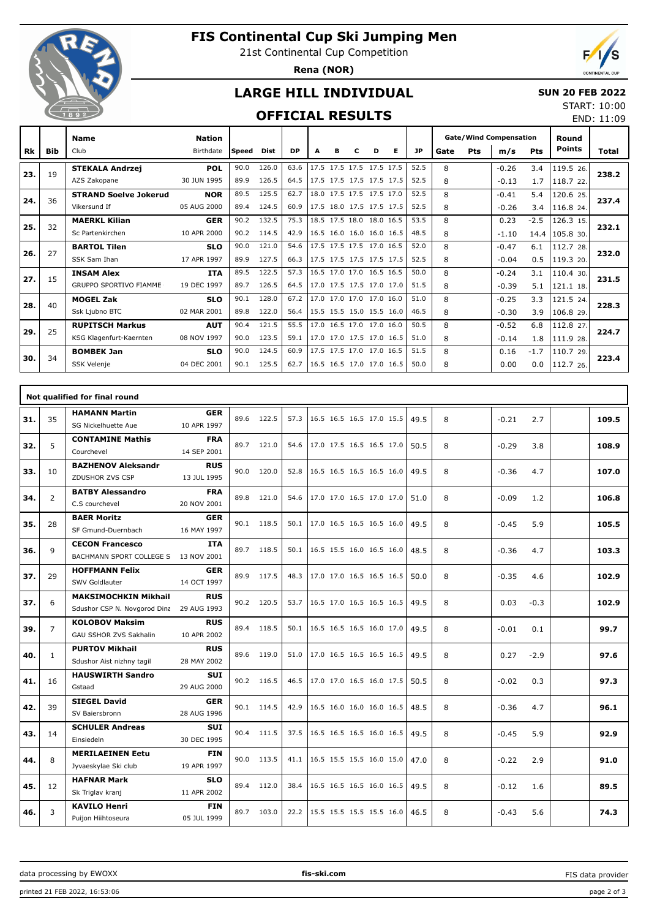# FIS Continental Cup Ski Jumping Men

21st Continental Cup Competition

**Rena (NOR)**

## LARGE HILL INDIVIDUAL

**SUN 20 FEB 2022**

START: 10:00
END: 11:09

## OFFICIAL RESULTS

| Rk | Bib | Name / Club | Nation / Birthdate | Speed | Dist | DP | A | B | C | D | E | JP | Gate | Pts | m/s | Pts | Round Points | Total |
|---|---|---|---|---|---|---|---|---|---|---|---|---|---|---|---|---|---|---|
| 23. | 19 | **STEKALA Andrzej** | **POL** | 90.0 | 126.0 | 63.6 | 17.5 | 17.5 | 17.5 | 17.5 | 17.5 | 52.5 | 8 | | -0.26 | 3.4 | 119.5 26. | 238.2 |
| | | AZS Zakopane | 30 JUN 1995 | 89.9 | 126.5 | 64.5 | 17.5 | 17.5 | 17.5 | 17.5 | 17.5 | 52.5 | 8 | | -0.13 | 1.7 | 118.7 22. | |
| 24. | 36 | **STRAND Soelve Jokerud** | **NOR** | 89.5 | 125.5 | 62.7 | 18.0 | 17.5 | 17.5 | 17.5 | 17.0 | 52.5 | 8 | | -0.41 | 5.4 | 120.6 25. | 237.4 |
| | | Vikersund If | 05 AUG 2000 | 89.4 | 124.5 | 60.9 | 17.5 | 18.0 | 17.5 | 17.5 | 17.5 | 52.5 | 8 | | -0.26 | 3.4 | 116.8 24. | |
| 25. | 32 | **MAERKL Kilian** | **GER** | 90.2 | 132.5 | 75.3 | 18.5 | 17.5 | 18.0 | 18.0 | 16.5 | 53.5 | 8 | | 0.23 | -2.5 | 126.3 15. | 232.1 |
| | | Sc Partenkirchen | 10 APR 2000 | 90.2 | 114.5 | 42.9 | 16.5 | 16.0 | 16.0 | 16.0 | 16.5 | 48.5 | 8 | | -1.10 | 14.4 | 105.8 30. | |
| 26. | 27 | **BARTOL Tilen** | **SLO** | 90.0 | 121.0 | 54.6 | 17.5 | 17.5 | 17.5 | 17.0 | 16.5 | 52.0 | 8 | | -0.47 | 6.1 | 112.7 28. | 232.0 |
| | | SSK Sam Ihan | 17 APR 1997 | 89.9 | 127.5 | 66.3 | 17.5 | 17.5 | 17.5 | 17.5 | 17.5 | 52.5 | 8 | | -0.04 | 0.5 | 119.3 20. | |
| 27. | 15 | **INSAM Alex** | **ITA** | 89.5 | 122.5 | 57.3 | 16.5 | 17.0 | 17.0 | 16.5 | 16.5 | 50.0 | 8 | | -0.24 | 3.1 | 110.4 30. | 231.5 |
| | | GRUPPO SPORTIVO FIAMME | 19 DEC 1997 | 89.7 | 126.5 | 64.5 | 17.0 | 17.5 | 17.5 | 17.0 | 17.0 | 51.5 | 8 | | -0.39 | 5.1 | 121.1 18. | |
| 28. | 40 | **MOGEL Zak** | **SLO** | 90.1 | 128.0 | 67.2 | 17.0 | 17.0 | 17.0 | 17.0 | 16.0 | 51.0 | 8 | | -0.25 | 3.3 | 121.5 24. | 228.3 |
| | | Ssk Ljubno BTC | 02 MAR 2001 | 89.8 | 122.0 | 56.4 | 15.5 | 15.5 | 15.0 | 15.5 | 16.0 | 46.5 | 8 | | -0.30 | 3.9 | 106.8 29. | |
| 29. | 25 | **RUPITSCH Markus** | **AUT** | 90.4 | 121.5 | 55.5 | 17.0 | 16.5 | 17.0 | 17.0 | 16.0 | 50.5 | 8 | | -0.52 | 6.8 | 112.8 27. | 224.7 |
| | | KSG Klagenfurt-Kaernten | 08 NOV 1997 | 90.0 | 123.5 | 59.1 | 17.0 | 17.0 | 17.5 | 17.0 | 16.5 | 51.0 | 8 | | -0.14 | 1.8 | 111.9 28. | |
| 30. | 34 | **BOMBEK Jan** | **SLO** | 90.0 | 124.5 | 60.9 | 17.5 | 17.5 | 17.0 | 17.0 | 16.5 | 51.5 | 8 | | 0.16 | -1.7 | 110.7 29. | 223.4 |
| | | SSK Velenje | 04 DEC 2001 | 90.1 | 125.5 | 62.7 | 16.5 | 16.5 | 17.0 | 17.0 | 16.5 | 50.0 | 8 | | 0.00 | 0.0 | 112.7 26. | |

### Not qualified for final round

| Rk | Bib | Name / Club | Nation / Birthdate | Speed | Dist | DP | A | B | C | D | E | JP | Gate | Pts | m/s | Pts | Round Points | Total |
|---|---|---|---|---|---|---|---|---|---|---|---|---|---|---|---|---|---|---|
| 31. | 35 | **HAMANN Martin** / SG Nickelhuette Aue | **GER** / 10 APR 1997 | 89.6 | 122.5 | 57.3 | 16.5 | 16.5 | 16.5 | 17.0 | 15.5 | 49.5 | 8 | | -0.21 | 2.7 | | 109.5 |
| 32. | 5 | **CONTAMINE Mathis** / Courchevel | **FRA** / 14 SEP 2001 | 89.7 | 121.0 | 54.6 | 17.0 | 17.5 | 16.5 | 16.5 | 17.0 | 50.5 | 8 | | -0.29 | 3.8 | | 108.9 |
| 33. | 10 | **BAZHENOV Aleksandr** / ZDUSHOR ZVS CSP | **RUS** / 13 JUL 1995 | 90.0 | 120.0 | 52.8 | 16.5 | 16.5 | 16.5 | 16.5 | 16.0 | 49.5 | 8 | | -0.36 | 4.7 | | 107.0 |
| 34. | 2 | **BATBY Alessandro** / C.S courchevel | **FRA** / 20 NOV 2001 | 89.8 | 121.0 | 54.6 | 17.0 | 17.0 | 16.5 | 17.0 | 17.0 | 51.0 | 8 | | -0.09 | 1.2 | | 106.8 |
| 35. | 28 | **BAER Moritz** / SF Gmund-Duernbach | **GER** / 16 MAY 1997 | 90.1 | 118.5 | 50.1 | 17.0 | 16.5 | 16.5 | 16.5 | 16.0 | 49.5 | 8 | | -0.45 | 5.9 | | 105.5 |
| 36. | 9 | **CECON Francesco** / BACHMANN SPORT COLLEGE S | **ITA** / 13 NOV 2001 | 89.7 | 118.5 | 50.1 | 16.5 | 15.5 | 16.0 | 16.5 | 16.0 | 48.5 | 8 | | -0.36 | 4.7 | | 103.3 |
| 37. | 29 | **HOFFMANN Felix** / SWV Goldlauter | **GER** / 14 OCT 1997 | 89.9 | 117.5 | 48.3 | 17.0 | 17.0 | 16.5 | 16.5 | 16.5 | 50.0 | 8 | | -0.35 | 4.6 | | 102.9 |
| 37. | 6 | **MAKSIMOCHKIN Mikhail** / Sdushor CSP N. Novgorod Dina | **RUS** / 29 AUG 1993 | 90.2 | 120.5 | 53.7 | 16.5 | 17.0 | 16.5 | 16.5 | 16.5 | 49.5 | 8 | | 0.03 | -0.3 | | 102.9 |
| 39. | 7 | **KOLOBOV Maksim** / GAU SSHOR ZVS Sakhalin | **RUS** / 10 APR 2002 | 89.4 | 118.5 | 50.1 | 16.5 | 16.5 | 16.5 | 16.0 | 17.0 | 49.5 | 8 | | -0.01 | 0.1 | | 99.7 |
| 40. | 1 | **PURTOV Mikhail** / Sdushor Aist nizhny tagil | **RUS** / 28 MAY 2002 | 89.6 | 119.0 | 51.0 | 17.0 | 16.5 | 16.5 | 16.5 | 16.5 | 49.5 | 8 | | 0.27 | -2.9 | | 97.6 |
| 41. | 16 | **HAUSWIRTH Sandro** / Gstaad | **SUI** / 29 AUG 2000 | 90.2 | 116.5 | 46.5 | 17.0 | 17.0 | 16.5 | 16.0 | 17.5 | 50.5 | 8 | | -0.02 | 0.3 | | 97.3 |
| 42. | 39 | **SIEGEL David** / SV Baiersbronn | **GER** / 28 AUG 1996 | 90.1 | 114.5 | 42.9 | 16.5 | 16.0 | 16.0 | 16.0 | 16.5 | 48.5 | 8 | | -0.36 | 4.7 | | 96.1 |
| 43. | 14 | **SCHULER Andreas** / Einsiedeln | **SUI** / 30 DEC 1995 | 90.4 | 111.5 | 37.5 | 16.5 | 16.5 | 16.5 | 16.0 | 16.5 | 49.5 | 8 | | -0.45 | 5.9 | | 92.9 |
| 44. | 8 | **MERILAEINEN Eetu** / Jyvaeskylae Ski club | **FIN** / 19 APR 1997 | 90.0 | 113.5 | 41.1 | 16.5 | 15.5 | 15.5 | 16.0 | 15.0 | 47.0 | 8 | | -0.22 | 2.9 | | 91.0 |
| 45. | 12 | **HAFNAR Mark** / Sk Triglav kranj | **SLO** / 11 APR 2002 | 89.4 | 112.0 | 38.4 | 16.5 | 16.5 | 16.5 | 16.0 | 16.5 | 49.5 | 8 | | -0.12 | 1.6 | | 89.5 |
| 46. | 3 | **KAVILO Henri** / Puijon Hiihtoseura | **FIN** / 05 JUL 1999 | 89.7 | 103.0 | 22.2 | 15.5 | 15.5 | 15.5 | 15.5 | 16.0 | 46.5 | 8 | | -0.43 | 5.6 | | 74.3 |

data processing by EWOXX — fis-ski.com — FIS data provider

printed 21 FEB 2022, 16:53:06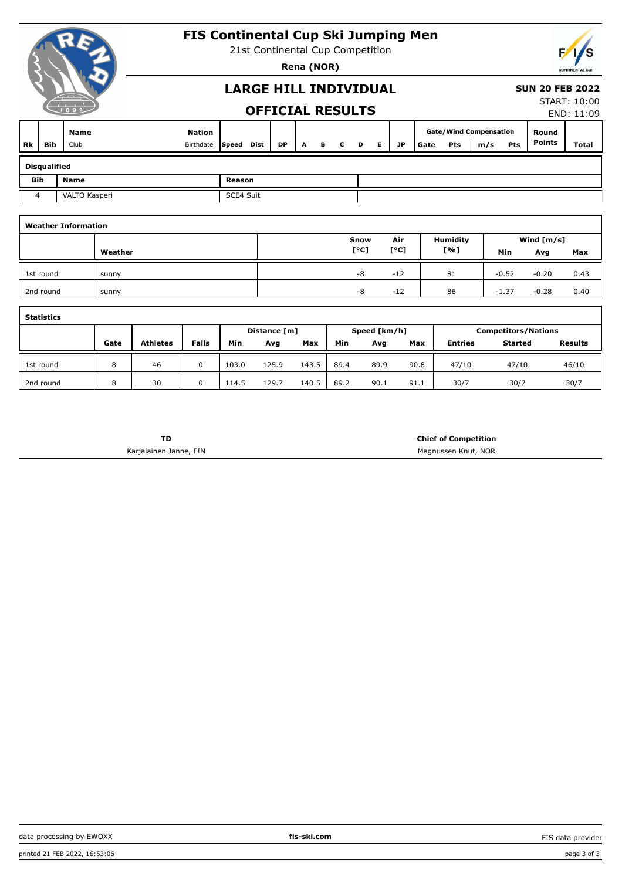# FIS Continental Cup Ski Jumping Men

21st Continental Cup Competition

**Rena (NOR)**

## LARGE HILL INDIVIDUAL

## OFFICIAL RESULTS

**SUN 20 FEB 2022**

START: 10:00

END: 11:09

| Rk | Bib | Name / Club | Nation / Birthdate | Speed | Dist | DP | A | B | C | D | E | JP | Gate | Pts | m/s | Pts | Round Points | Total |
|---|---|---|---|---|---|---|---|---|---|---|---|---|---|---|---|---|---|---|

**Disqualified**

| Bib | Name | Reason |
|---|---|---|
| 4 | VALTO Kasperi | SCE4 Suit |

**Weather Information**

| | Weather | Snow [°C] | Air [°C] | Humidity [%] | Wind [m/s] Min | Avg | Max |
|---|---|---|---|---|---|---|---|
| 1st round | sunny | -8 | -12 | 81 | -0.52 | -0.20 | 0.43 |
| 2nd round | sunny | -8 | -12 | 86 | -1.37 | -0.28 | 0.40 |

**Statistics**

| | Gate | Athletes | Falls | Distance [m] Min | Avg | Max | Speed [km/h] Min | Avg | Max | Competitors/Nations Entries | Started | Results |
|---|---|---|---|---|---|---|---|---|---|---|---|---|
| 1st round | 8 | 46 | 0 | 103.0 | 125.9 | 143.5 | 89.4 | 89.9 | 90.8 | 47/10 | 47/10 | 46/10 |
| 2nd round | 8 | 30 | 0 | 114.5 | 129.7 | 140.5 | 89.2 | 90.1 | 91.1 | 30/7 | 30/7 | 30/7 |

**TD**
Karjalainen Janne, FIN

**Chief of Competition**
Magnussen Knut, NOR

data processing by EWOXX — fis-ski.com — FIS data provider

printed 21 FEB 2022, 16:53:06